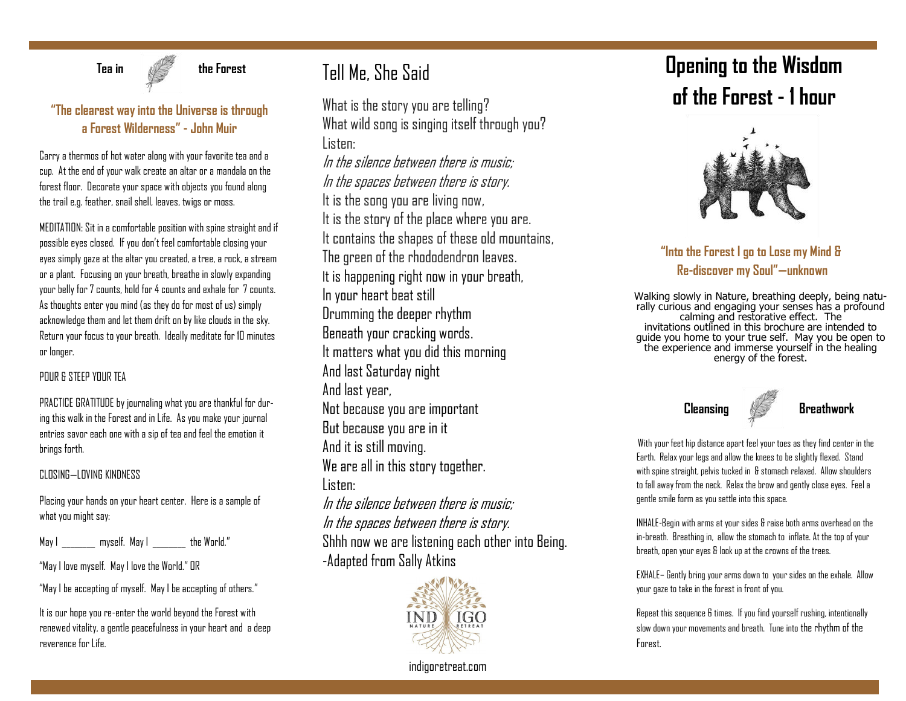## Tea in the Forest

**"The clearest way into the Universe is through a Forest Wilderness" - John Muir**

Carry a thermos of hot water along with your favorite tea and a cup. At the end of your walk create an altar or a mandala on the forest floor. Decorate your space with objects you found along the trail e.g. feather, snail shell, leaves, twigs or moss.

MEDITATION: Sit in a comfortable position with spine straight and if possible eyes closed. If you don't feel comfortable closing your eyes simply gaze at the altar you created, a tree, a rock, a stream or a plant. Focusing on your breath, breathe in slowly expanding your belly for 7 counts, hold for 4 counts and exhale for 7 counts. As thoughts enter you mind (as they do for most of us) simply acknowledge them and let them drift on by like clouds in the sky. Return your focus to your breath. Ideally meditate for 10 minutes or longer.

POUR & STEEP YOUR TEA

PRACTICE GRATITUDE by journaling what you are thankful for during this walk in the Forest and in Life. As you make your journal entries savor each one with a sip of tea and feel the emotion it brings forth.

CLOSING—LOVING KINDNESS

Placing your hands on your heart center. Here is a sample of what you might say:

May I _______ myself. May I _______ the World."

"May I love myself. May I love the World." OR

"May I be accepting of myself. May I be accepting of others."

It is our hope you re-enter the world beyond the Forest with renewed vitality, a gentle peacefulness in your heart and a deep reverence for Life.

## Tell Me, She Said

What is the story you are telling?
What wild song is singing itself through you?
Listen:
*In the silence between there is music;*
*In the spaces between there is story.*
It is the song you are living now,
It is the story of the place where you are.
It contains the shapes of these old mountains,
The green of the rhododendron leaves.
It is happening right now in your breath,
In your heart beat still
Drumming the deeper rhythm
Beneath your cracking words.
It matters what you did this morning
And last Saturday night
And last year,
Not because you are important
But because you are in it
And it is still moving.
We are all in this story together.
Listen:
*In the silence between there is music;*
*In the spaces between there is story.*
Shhh now we are listening each other into Being.
-Adapted from Sally Atkins

INDIGO NATURE RETREAT

indigoretreat.com

# Opening to the Wisdom of the Forest - 1 hour

**"Into the Forest I go to Lose my Mind & Re-discover my Soul"—unknown**

Walking slowly in Nature, breathing deeply, being naturally curious and engaging your senses has a profound calming and restorative effect. The invitations outlined in this brochure are intended to guide you home to your true self. May you be open to the experience and immerse yourself in the healing energy of the forest.

## Cleansing Breathwork

With your feet hip distance apart feel your toes as they find center in the Earth. Relax your legs and allow the knees to be slightly flexed. Stand with spine straight, pelvis tucked in & stomach relaxed. Allow shoulders to fall away from the neck. Relax the brow and gently close eyes. Feel a gentle smile form as you settle into this space.

INHALE-Begin with arms at your sides & raise both arms overhead on the in-breath. Breathing in, allow the stomach to inflate. At the top of your breath, open your eyes & look up at the crowns of the trees.

EXHALE– Gently bring your arms down to your sides on the exhale. Allow your gaze to take in the forest in front of you.

Repeat this sequence 6 times. If you find yourself rushing, intentionally slow down your movements and breath. Tune into the rhythm of the Forest.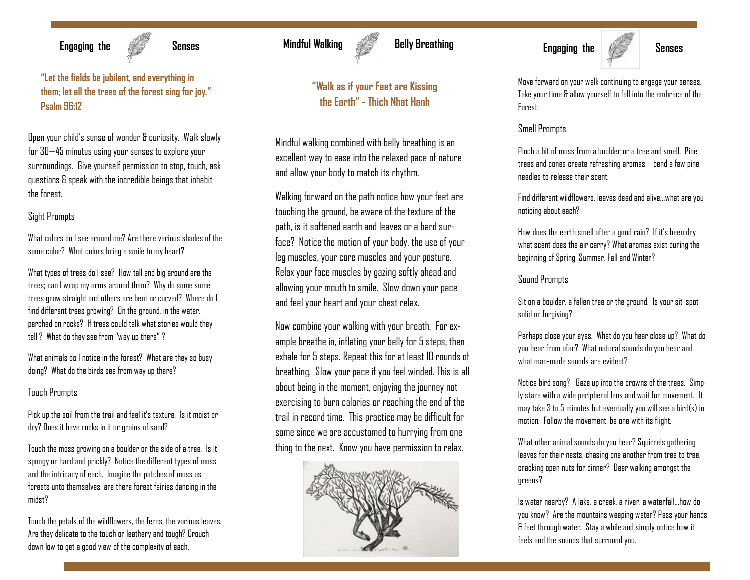## Engaging the Senses

**"Let the fields be jubilant, and everything in them; let all the trees of the forest sing for joy." Psalm 96:12**

Open your child's sense of wonder & curiosity. Walk slowly for 30—45 minutes using your senses to explore your surroundings. Give yourself permission to stop, touch, ask questions & speak with the incredible beings that inhabit the forest.

### Sight Prompts

What colors do I see around me? Are there various shades of the same color? What colors bring a smile to my heart?

What types of trees do I see? How tall and big around are the trees; can I wrap my arms around them? Why do some some trees grow straight and others are bent or curved? Where do I find different trees growing? On the ground, in the water, perched on rocks? If trees could talk what stories would they tell ? What do they see from "way up there" ?

What animals do I notice in the forest? What are they so busy doing? What do the birds see from way up there?

### Touch Prompts

Pick up the soil from the trail and feel it's texture. Is it moist or dry? Does it have rocks in it or grains of sand?

Touch the moss growing on a boulder or the side of a tree. Is it spongy or hard and prickly? Notice the different types of moss and the intricacy of each. Imagine the patches of moss as forests unto themselves, are there forest fairies dancing in the midst?

Touch the petals of the wildflowers, the ferns, the various leaves. Are they delicate to the touch or leathery and tough? Crouch down low to get a good view of the complexity of each.

## Mindful Walking Belly Breathing

**"Walk as if your Feet are Kissing the Earth" - Thich Nhat Hanh**

Mindful walking combined with belly breathing is an excellent way to ease into the relaxed pace of nature and allow your body to match its rhythm.

Walking forward on the path notice how your feet are touching the ground, be aware of the texture of the path, is it softened earth and leaves or a hard surface? Notice the motion of your body, the use of your leg muscles, your core muscles and your posture. Relax your face muscles by gazing softly ahead and allowing your mouth to smile. Slow down your pace and feel your heart and your chest relax.

Now combine your walking with your breath. For example breathe in, inflating your belly for 5 steps, then exhale for 5 steps. Repeat this for at least 10 rounds of breathing. Slow your pace if you feel winded. This is all about being in the moment, enjoying the journey not exercising to burn calories or reaching the end of the trail in record time. This practice may be difficult for some since we are accustomed to hurrying from one thing to the next. Know you have permission to relax.

## Engaging the Senses

Move forward on your walk continuing to engage your senses. Take your time & allow yourself to fall into the embrace of the Forest.

### Smell Prompts

Pinch a bit of moss from a boulder or a tree and smell. Pine trees and cones create refreshing aromas – bend a few pine needles to release their scent.

Find different wildflowers, leaves dead and alive…what are you noticing about each?

How does the earth smell after a good rain? If it's been dry what scent does the air carry? What aromas exist during the beginning of Spring, Summer, Fall and Winter?

### Sound Prompts

Sit on a boulder, a fallen tree or the ground. Is your sit-spot solid or forgiving?

Perhaps close your eyes. What do you hear close up? What do you hear from afar? What natural sounds do you hear and what man-made sounds are evident?

Notice bird song? Gaze up into the crowns of the trees. Simply stare with a wide peripheral lens and wait for movement. It may take 3 to 5 minutes but eventually you will see a bird(s) in motion. Follow the movement, be one with its flight.

What other animal sounds do you hear? Squirrels gathering leaves for their nests, chasing one another from tree to tree, cracking open nuts for dinner? Deer walking amongst the greens?

Is water nearby? A lake, a creek, a river, a waterfall…how do you know? Are the mountains weeping water? Pass your hands & feet through water. Stay a while and simply notice how it feels and the sounds that surround you.